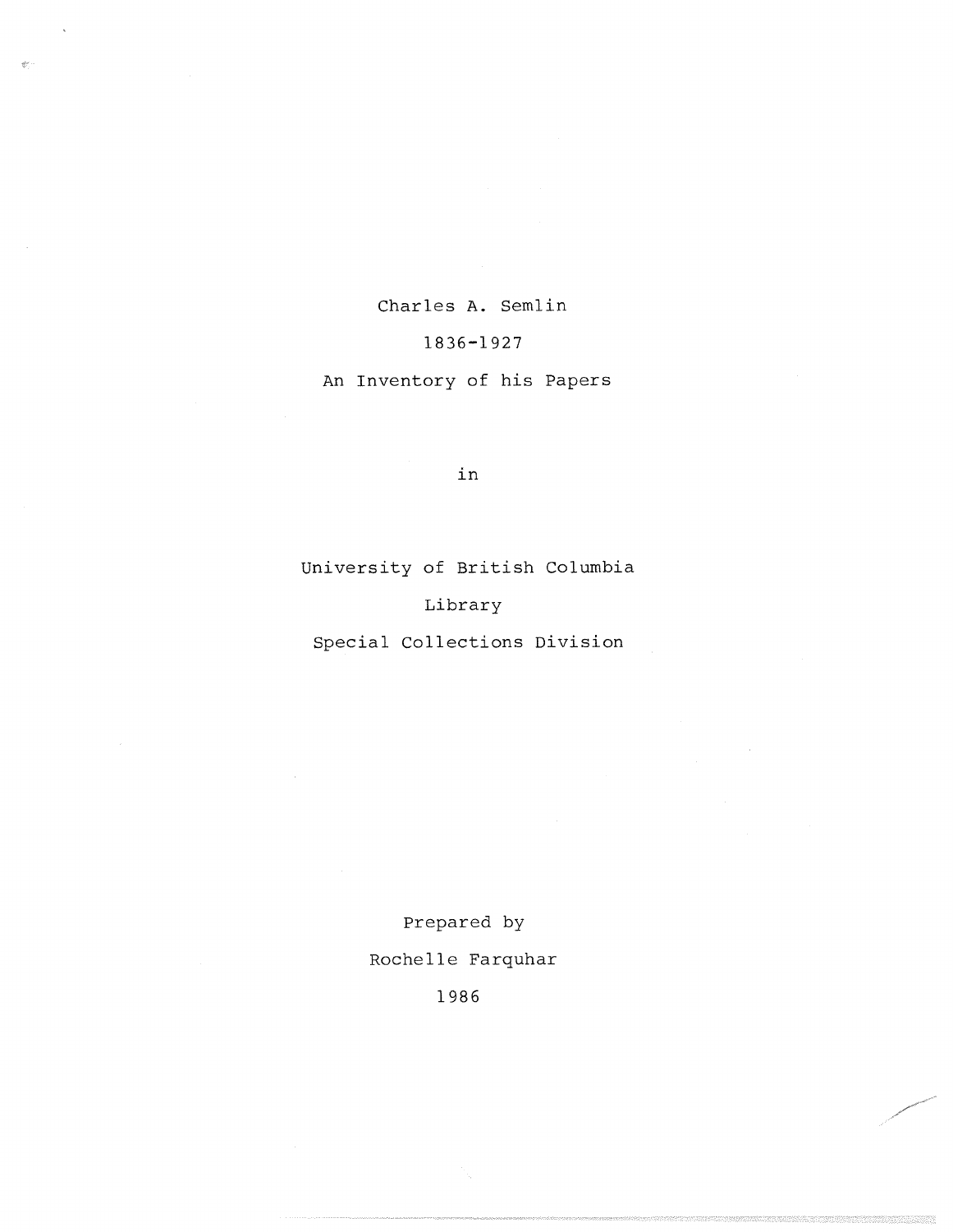# Charles A. Semlin

1836-1927

An Inventory of his Papers

in

University of British Columbia

Library

Special Collections Division

Prepared by

Rochelle Farquhar

1986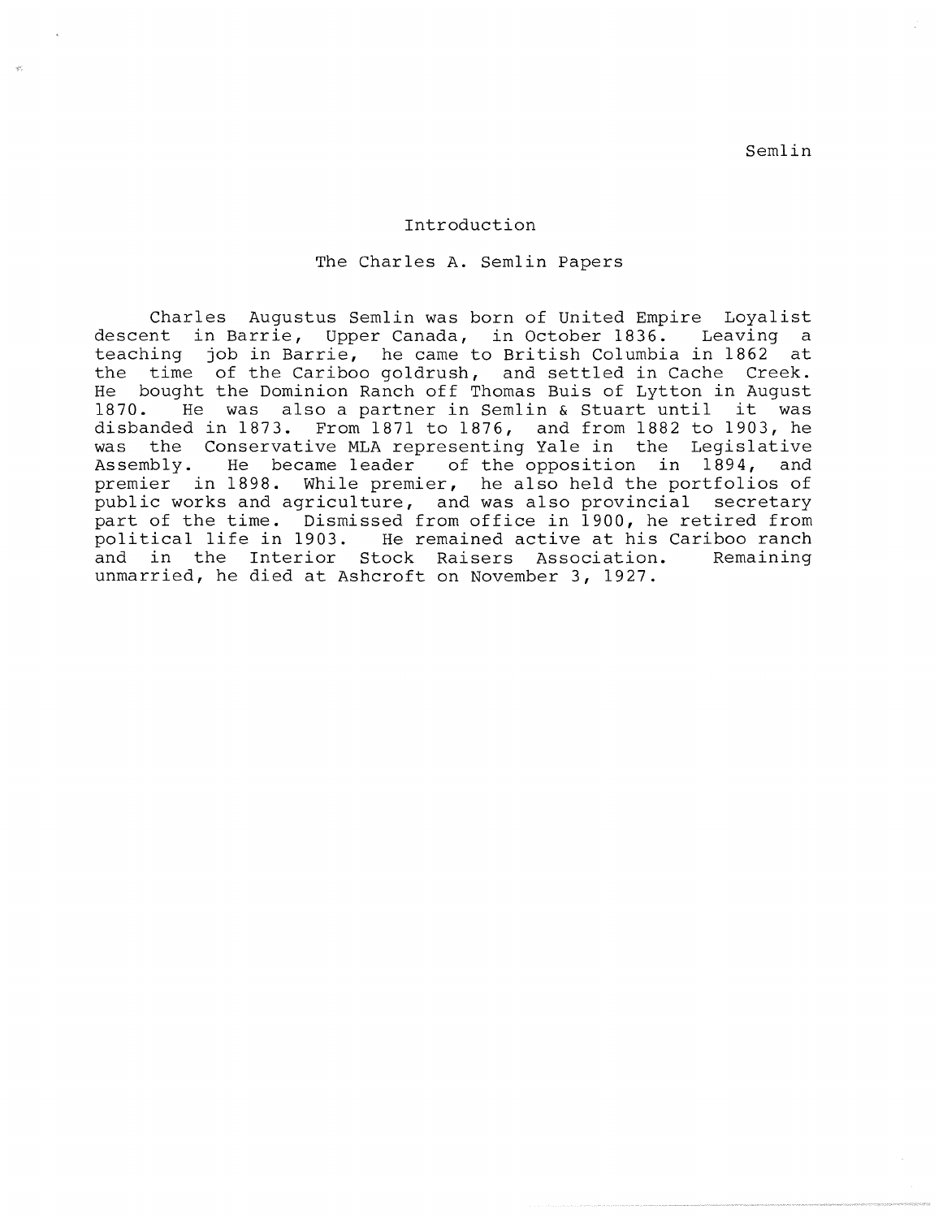# Introduction

## The Charles A. Semlin Papers

Charles Augustus Semlin was born of United Empire Loyalist descent in Barrie, Upper Canada, in October 1836. Leaving a teaching job in Barrie, he came to British Columbia in 1862 at the time of the Cariboo goldrush, and settled in Cache Creek. He bought the Dominion Ranch off Thomas Buis of Lytton in August 1870. He was also a partner in Semlin & Stuart until it was disbanded in 1873. From 1871 to 1876, and from 1882 to 1903, he was the Conservative MLA representing Yale in the Legislative Assembly. He became leader of the opposition in 1894, and premier in 1898. While premier, he also held the portfolios of public works and agriculture, and was also provincial secretary part of the time. Dismissed from office in 1900, he retired from political life in 1903. He remained active at his Cariboo ranch and in the Interior Stock Raisers Association. Remaining unmarried, he died at Ashcroft on November 3, 1927.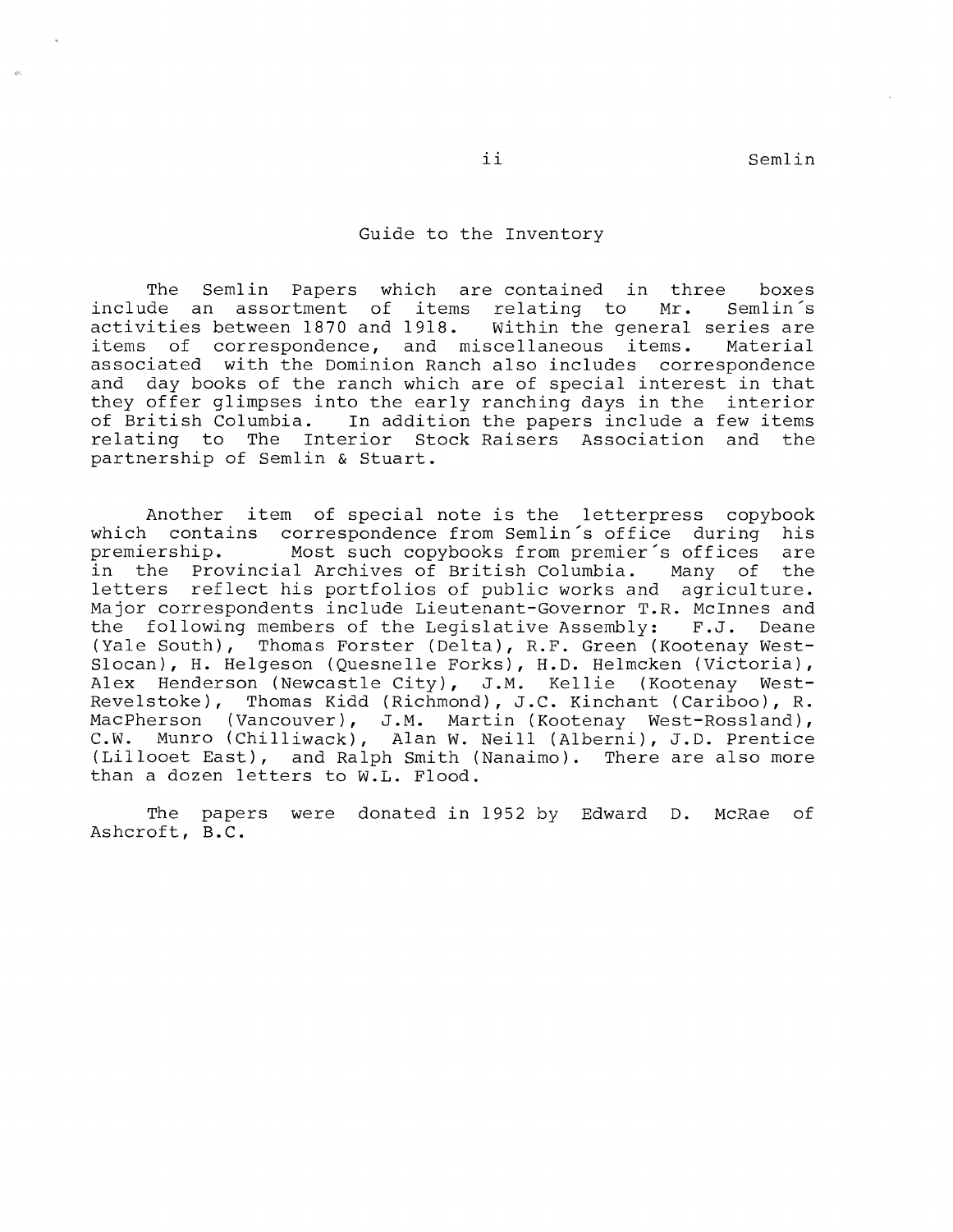## Guide to the Inventory

The Semlin Papers which are contained in three boxes include an assortment of items relating to Mr. Semlin's activities between 1870 and 1918. Within the general series are items of correspondence, and miscellaneous items. Material associated with the Dominion Ranch also includes correspondence and day books of the ranch which are of special interest in that they offer glimpses into the early ranching days in the interior of British Columbia. In addition the papers include a few items relating to The Interior Stock Raisers Association and the partnership of Semlin & Stuart.

Another item of special note is the letterpress copybook which contains correspondence from Semlin's office during his premiership. Most such copybooks from premier's offices are in the Provincial Archives of British Columbia. Many of the letters reflect his portfolios of public works and agriculture. Major correspondents include Lieutenant-Governor T.R. McInnes and the following members of the Legislative Assembly: F.J. Deane (Yale South), Thomas Forster (Delta), R.F. Green (Kootenay West-Slocan), H. Helgeson (Quesnelle Forks), H.D. Helmcken (Victoria), Alex Henderson (Newcastle City), J.M. Kellie (Kootenay West-Revelstoke), Thomas Kidd (Richmond), J.C. Kinchant (Cariboo), R. MacPherson (Vancouver), J.M. Martin (Kootenay West-Rossland), C.W. Munro (Chilliwack), Alan W. Neill (Alberni), J.D. Prentice (Lillooet East), and Ralph Smith (Nanaimo). There are also more than a dozen letters to W.L. Flood.

The papers were donated in 1952 by Edward D. McRae of Ashcroft, B.C.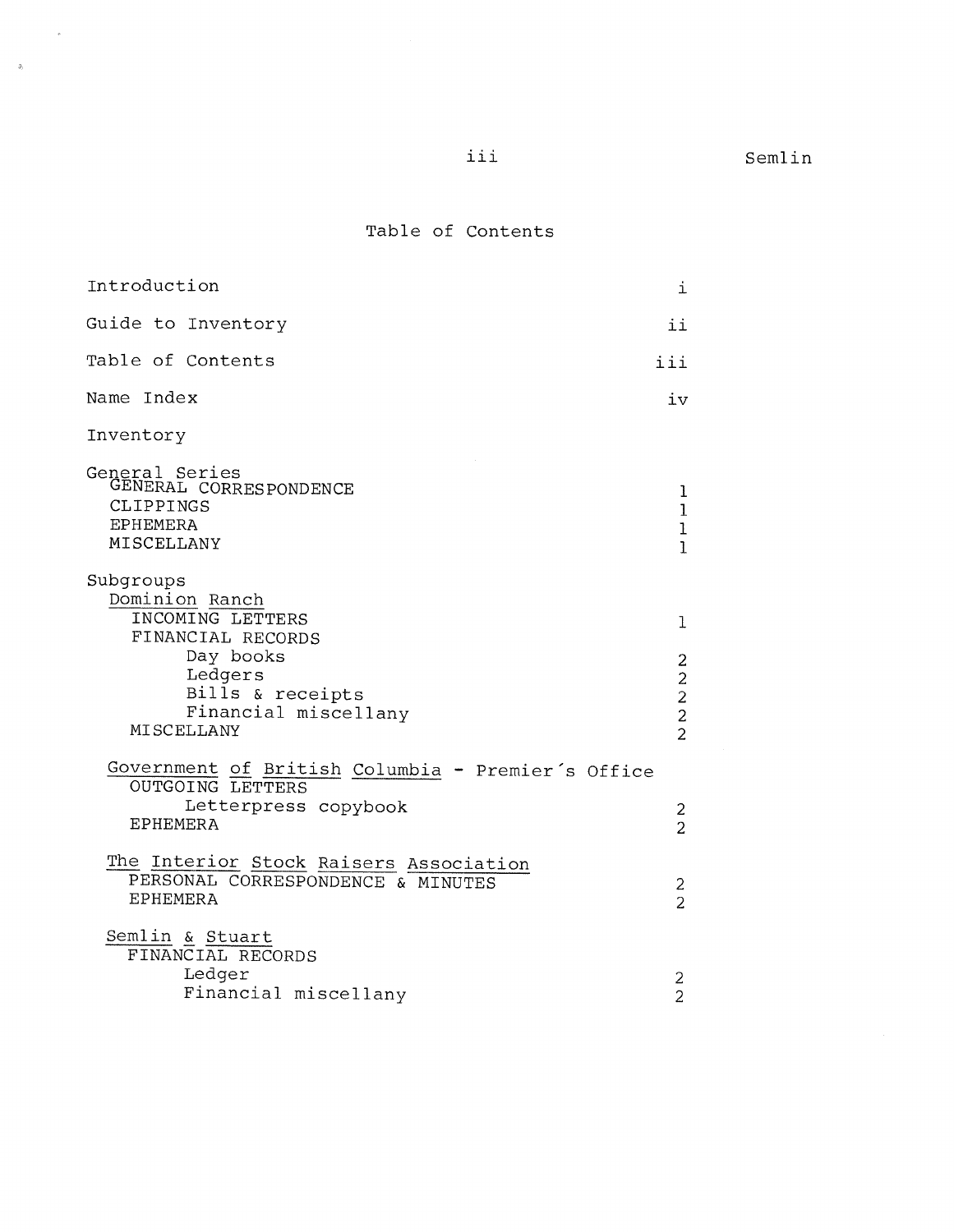# Table of Contents

| | |
|---|---|
| Introduction | i |
| Guide to Inventory | ii |
| Table of Contents | iii |
| Name Index | iv |
| Inventory | |
| General Series | |
| GENERAL CORRESPONDENCE | 1 |
| CLIPPINGS | 1 |
| EPHEMERA | 1 |
| MISCELLANY | 1 |
| Subgroups | |
| <u>Dominion Ranch</u> | |
| INCOMING LETTERS | 1 |
| FINANCIAL RECORDS | |
| Day books | 2 |
| Ledgers | 2 |
| Bills & receipts | 2 |
| Financial miscellany | 2 |
| MISCELLANY | 2 |
| <u>Government of British Columbia</u> - Premier's Office | |
| OUTGOING LETTERS | |
| Letterpress copybook | 2 |
| EPHEMERA | 2 |
| <u>The Interior Stock Raisers Association</u> | |
| PERSONAL CORRESPONDENCE & MINUTES | 2 |
| EPHEMERA | 2 |
| <u>Semlin & Stuart</u> | |
| FINANCIAL RECORDS | |
| Ledger | 2 |
| Financial miscellany | 2 |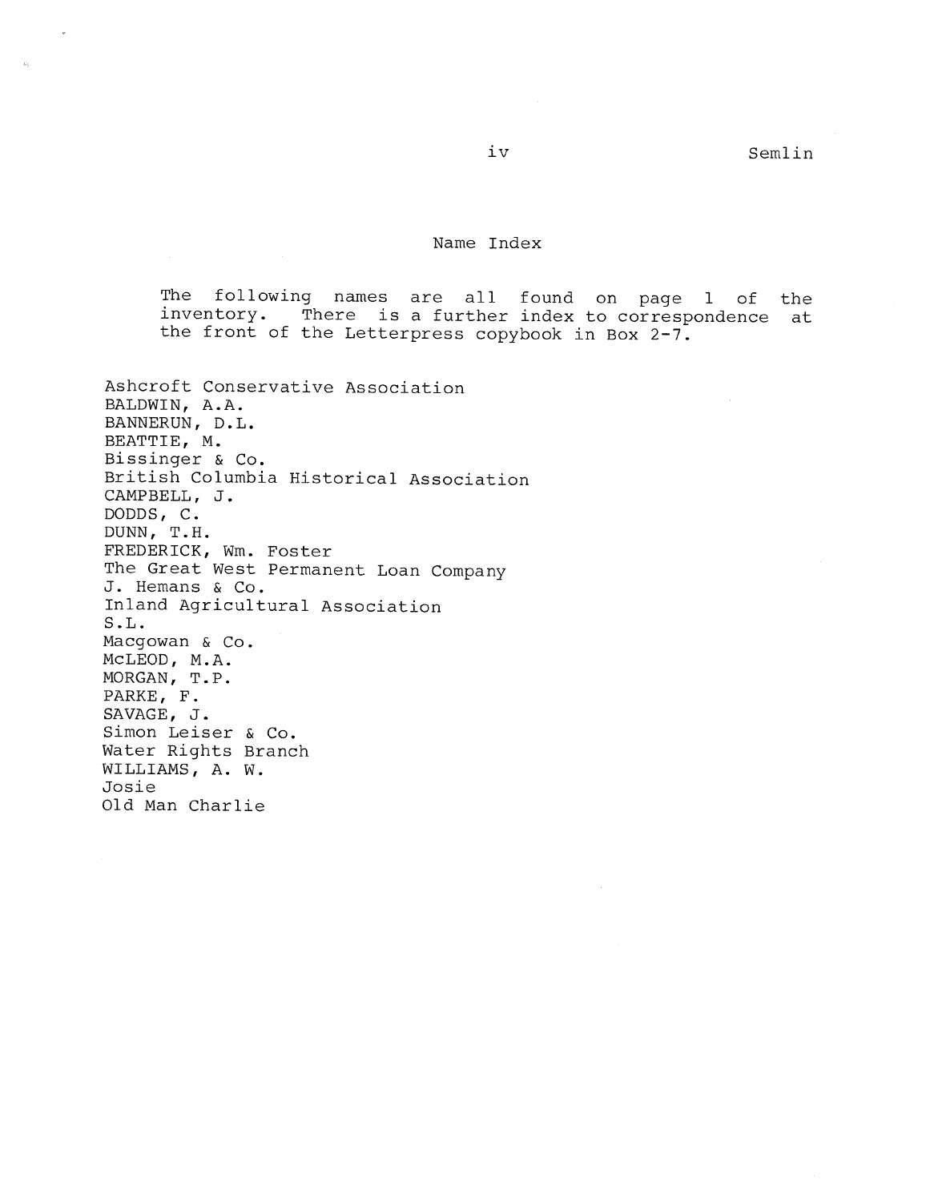## Name Index

The following names are all found on page 1 of the inventory. There is a further index to correspondence at the front of the Letterpress copybook in Box 2-7.

Ashcroft Conservative Association
BALDWIN, A.A.
BANNERUN, D.L.
BEATTIE, M.
Bissinger & Co.
British Columbia Historical Association
CAMPBELL, J.
DODDS, C.
DUNN, T.H.
FREDERICK, Wm. Foster
The Great West Permanent Loan Company
J. Hemans & Co.
Inland Agricultural Association
S.L.
Macgowan & Co.
McLEOD, M.A.
MORGAN, T.P.
PARKE, F.
SAVAGE, J.
Simon Leiser & Co.
Water Rights Branch
WILLIAMS, A. W.
Josie
Old Man Charlie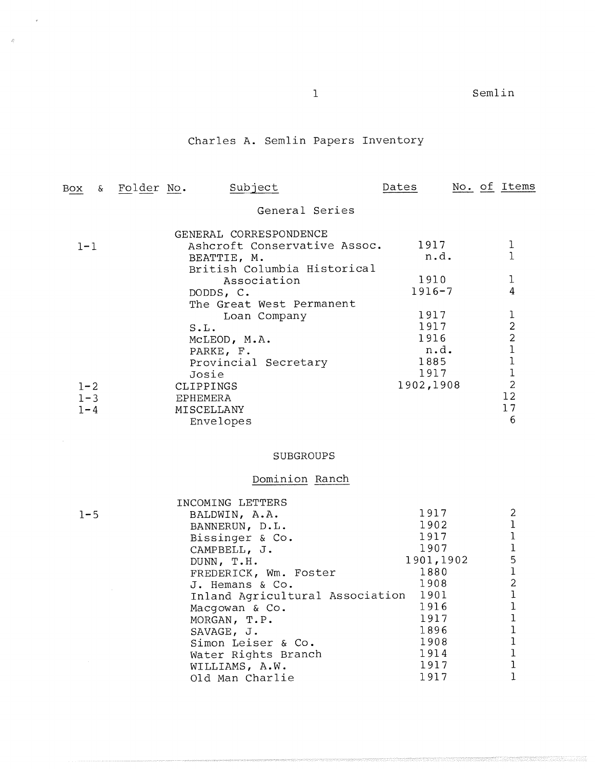# Charles A. Semlin Papers Inventory

| Box & Folder No. | Subject | Dates | No. of Items |
|---|---|---|---|
| | **General Series** | | |
| | GENERAL CORRESPONDENCE | | |
| 1-1 | Ashcroft Conservative Assoc. | 1917 | 1 |
| | BEATTIE, M. | n.d. | 1 |
| | British Columbia Historical Association | 1910 | 1 |
| | DODDS, C. | 1916-7 | 4 |
| | The Great West Permanent Loan Company | 1917 | 1 |
| | S.L. | 1917 | 2 |
| | McLEOD, M.A. | 1916 | 2 |
| | PARKE, F. | n.d. | 1 |
| | Provincial Secretary | 1885 | 1 |
| | Josie | 1917 | 1 |
| 1-2 | CLIPPINGS | 1902,1908 | 2 |
| 1-3 | EPHEMERA | | 12 |
| 1-4 | MISCELLANY | | 17 |
| | Envelopes | | 6 |
| | **SUBGROUPS** | | |
| | **Dominion Ranch** | | |
| | INCOMING LETTERS | | |
| 1-5 | BALDWIN, A.A. | 1917 | 2 |
| | BANNERUN, D.L. | 1902 | 1 |
| | Bissinger & Co. | 1917 | 1 |
| | CAMPBELL, J. | 1907 | 1 |
| | DUNN, T.H. | 1901,1902 | 5 |
| | FREDERICK, Wm. Foster | 1880 | 1 |
| | J. Hemans & Co. | 1908 | 2 |
| | Inland Agricultural Association | 1901 | 1 |
| | Macgowan & Co. | 1916 | 1 |
| | MORGAN, T.P. | 1917 | 1 |
| | SAVAGE, J. | 1896 | 1 |
| | Simon Leiser & Co. | 1908 | 1 |
| | Water Rights Branch | 1914 | 1 |
| | WILLIAMS, A.W. | 1917 | 1 |
| | Old Man Charlie | 1917 | 1 |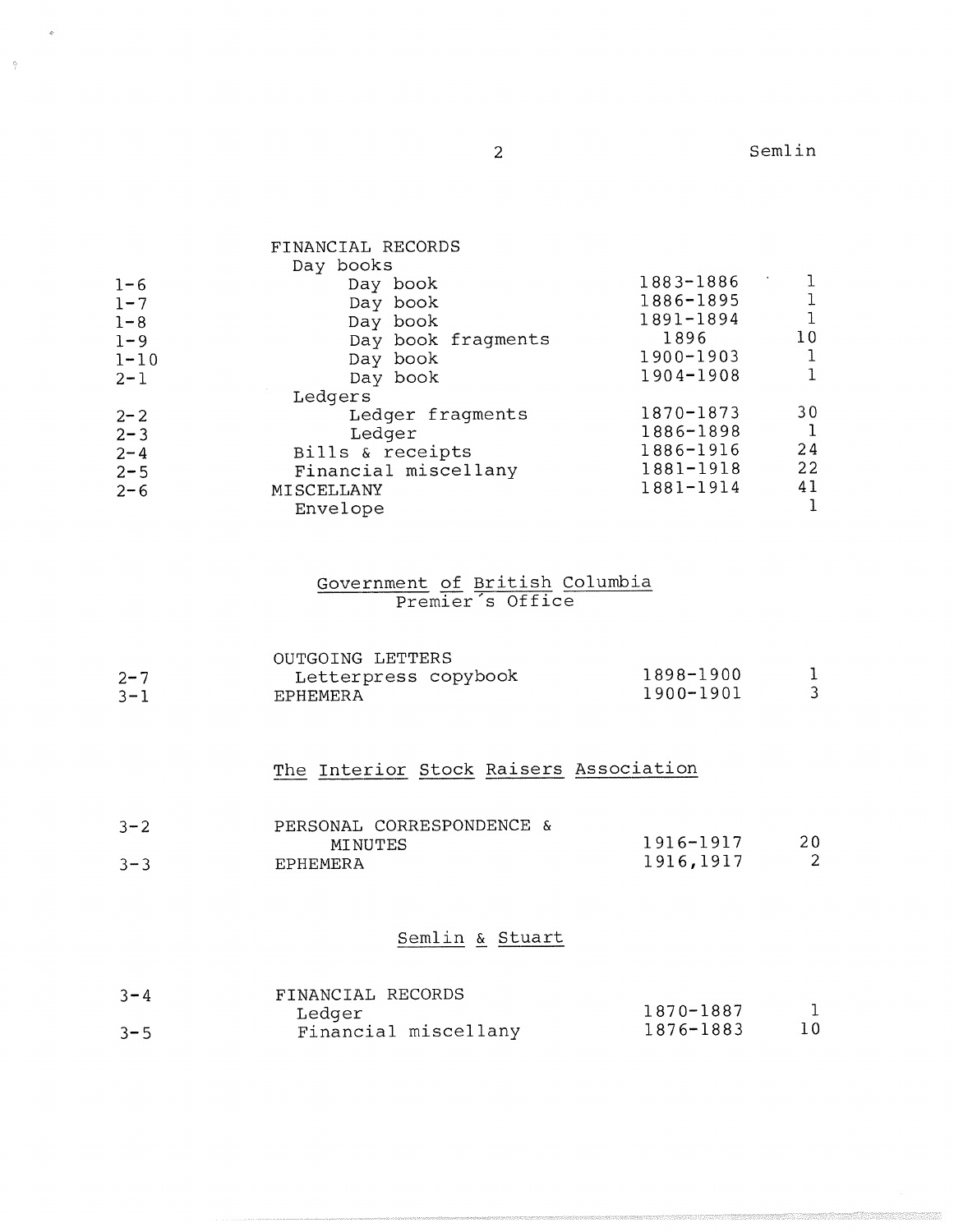| | | | |
|---|---|---|---|
| | FINANCIAL RECORDS | | |
| | Day books | | |
| 1-6 | Day book | 1883-1886 | 1 |
| 1-7 | Day book | 1886-1895 | 1 |
| 1-8 | Day book | 1891-1894 | 1 |
| 1-9 | Day book fragments | 1896 | 10 |
| 1-10 | Day book | 1900-1903 | 1 |
| 2-1 | Day book | 1904-1908 | 1 |
| | Ledgers | | |
| 2-2 | Ledger fragments | 1870-1873 | 30 |
| 2-3 | Ledger | 1886-1898 | 1 |
| 2-4 | Bills & receipts | 1886-1916 | 24 |
| 2-5 | Financial miscellany | 1881-1918 | 22 |
| 2-6 | MISCELLANY | 1881-1914 | 41 |
| | Envelope | | 1 |

## Government of British Columbia
### Premier's Office

| | | | |
|---|---|---|---|
| | OUTGOING LETTERS | | |
| 2-7 | Letterpress copybook | 1898-1900 | 1 |
| 3-1 | EPHEMERA | 1900-1901 | 3 |

## The Interior Stock Raisers Association

| | | | |
|---|---|---|---|
| 3-2 | PERSONAL CORRESPONDENCE & MINUTES | 1916-1917 | 20 |
| 3-3 | EPHEMERA | 1916,1917 | 2 |

## Semlin & Stuart

| | | | |
|---|---|---|---|
| 3-4 | FINANCIAL RECORDS | | |
| | Ledger | 1870-1887 | 1 |
| 3-5 | Financial miscellany | 1876-1883 | 10 |